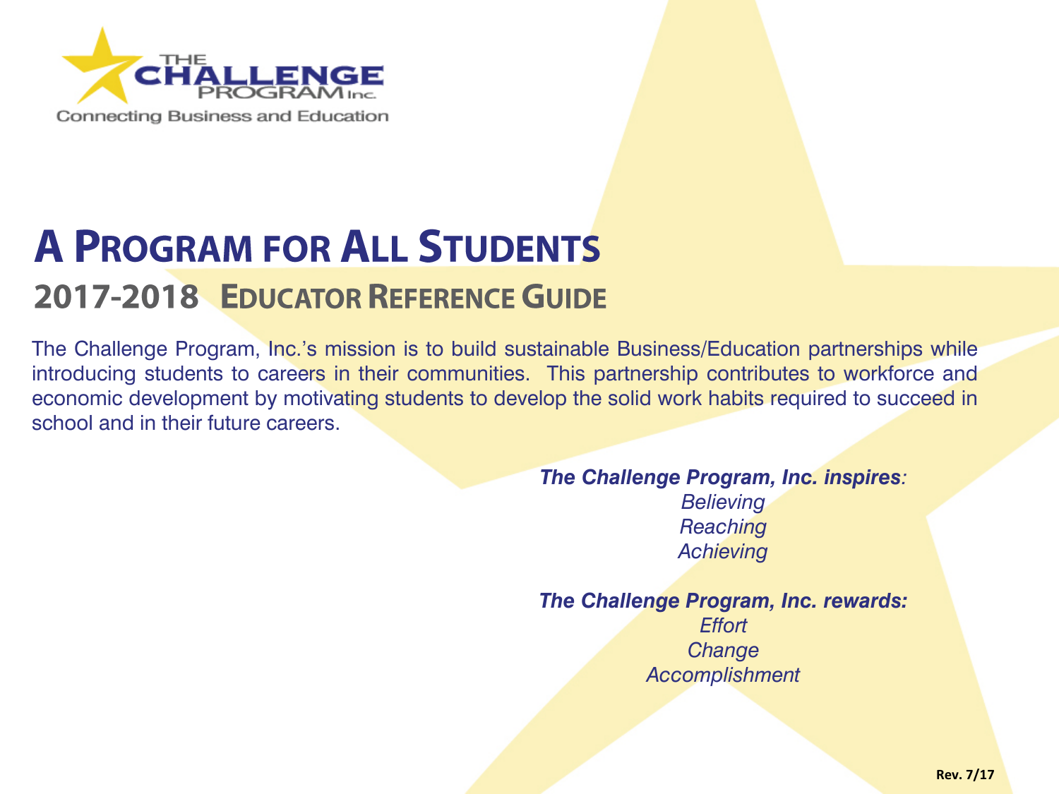THE CHALLENGE PROGRAM Inc.

Connecting Business and Education

# A PROGRAM FOR ALL STUDENTS

## 2017-2018 EDUCATOR REFERENCE GUIDE

The Challenge Program, Inc.'s mission is to build sustainable Business/Education partnerships while introducing students to careers in their communities. This partnership contributes to workforce and economic development by motivating students to develop the solid work habits required to succeed in school and in their future careers.

***The Challenge Program, Inc. inspires:***

*Believing*
*Reaching*
*Achieving*

***The Challenge Program, Inc. rewards:***

*Effort*
*Change*
*Accomplishment*

Rev. 7/17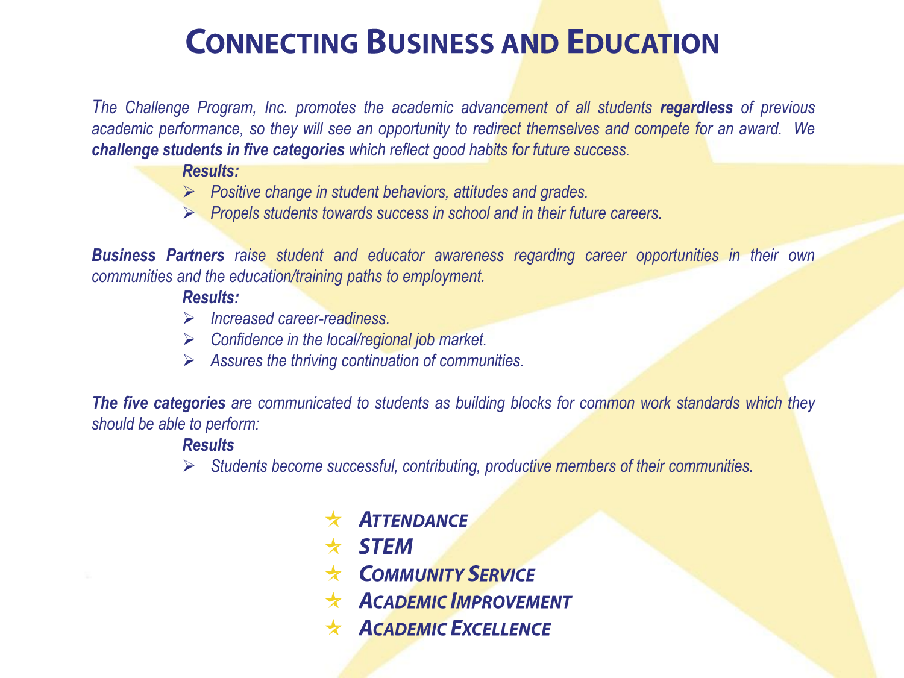# Connecting Business and Education

*The Challenge Program, Inc. promotes the academic advancement of all students **regardless** of previous academic performance, so they will see an opportunity to redirect themselves and compete for an award. We **challenge students in five categories** which reflect good habits for future success.*

***Results:***

- *Positive change in student behaviors, attitudes and grades.*
- *Propels students towards success in school and in their future careers.*

***Business Partners** raise student and educator awareness regarding career opportunities in their own communities and the education/training paths to employment.*

***Results:***

- *Increased career-readiness.*
- *Confidence in the local/regional job market.*
- *Assures the thriving continuation of communities.*

***The five categories** are communicated to students as building blocks for common work standards which they should be able to perform:*

***Results***

- *Students become successful, contributing, productive members of their communities.*

- ***Attendance***
- ***STEM***
- ***Community Service***
- ***Academic Improvement***
- ***Academic Excellence***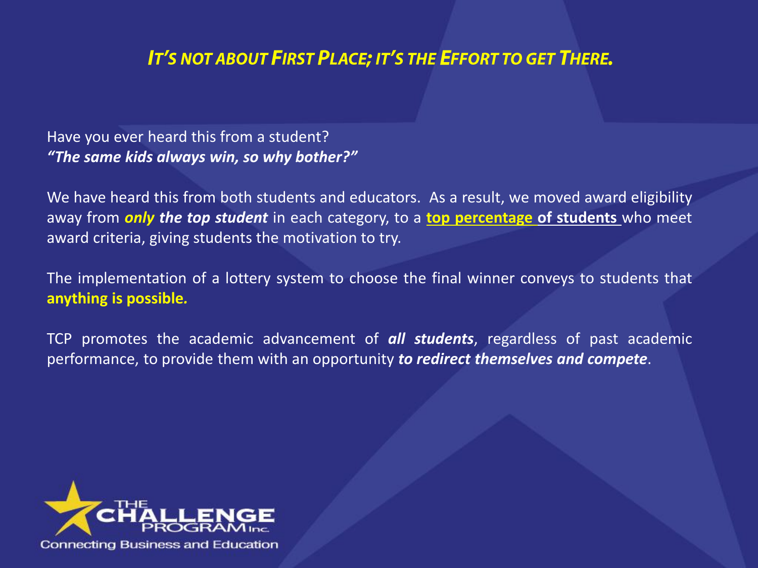## *It's not about First Place; it's the Effort to get There.*

Have you ever heard this from a student?
***"The same kids always win, so why bother?"***

We have heard this from both students and educators. As a result, we moved award eligibility away from ***only the top student*** in each category, to a **top percentage of students** who meet award criteria, giving students the motivation to try.

The implementation of a lottery system to choose the final winner conveys to students that **anything is possible.**

TCP promotes the academic advancement of ***all students***, regardless of past academic performance, to provide them with an opportunity ***to redirect themselves and compete***.

THE CHALLENGE PROGRAM Inc.
Connecting Business and Education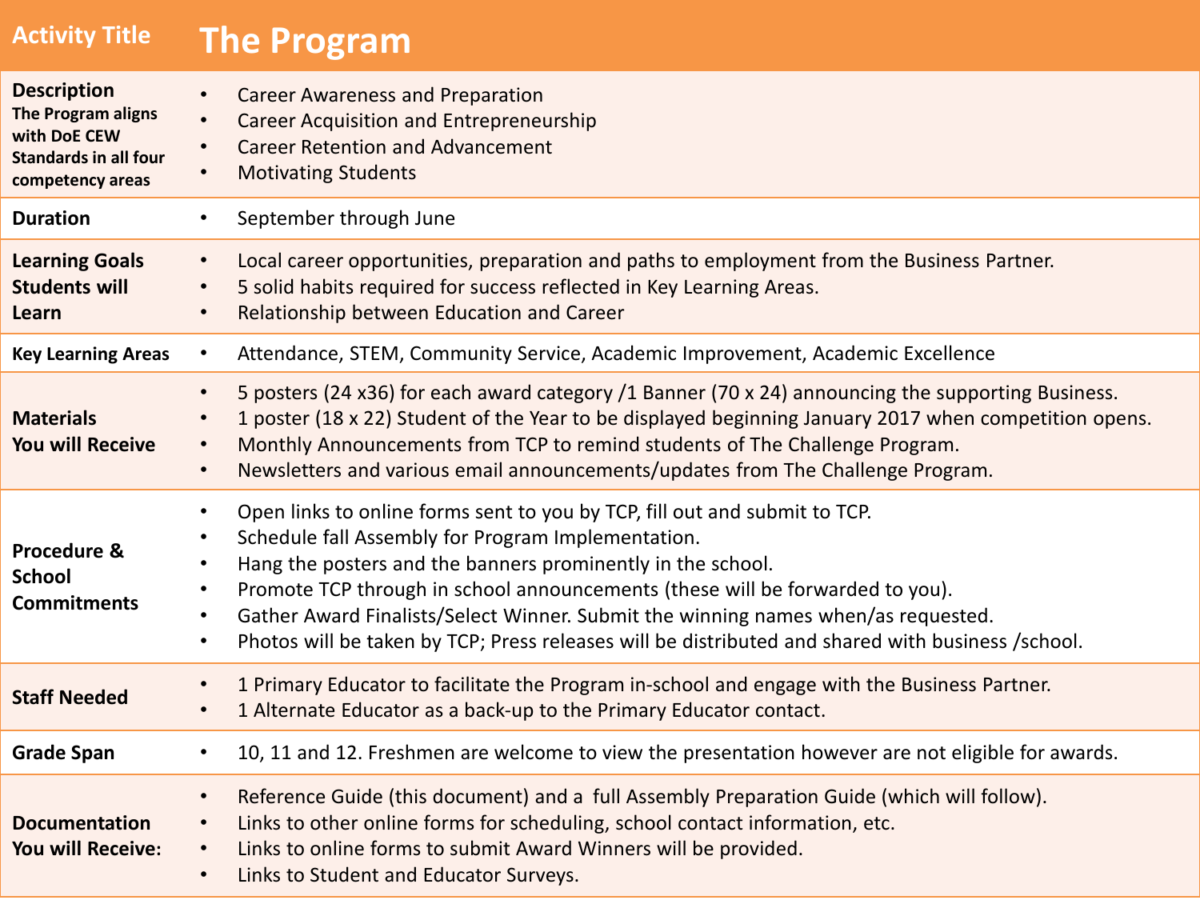| Activity Title | The Program |
| --- | --- |
| **Description** The Program aligns with DoE CEW Standards in all four competency areas | • Career Awareness and Preparation<br>• Career Acquisition and Entrepreneurship<br>• Career Retention and Advancement<br>• Motivating Students |
| **Duration** | • September through June |
| **Learning Goals Students will Learn** | • Local career opportunities, preparation and paths to employment from the Business Partner.<br>• 5 solid habits required for success reflected in Key Learning Areas.<br>• Relationship between Education and Career |
| **Key Learning Areas** | • Attendance, STEM, Community Service, Academic Improvement, Academic Excellence |
| **Materials You will Receive** | • 5 posters (24 x36) for each award category /1 Banner (70 x 24) announcing the supporting Business.<br>• 1 poster (18 x 22) Student of the Year to be displayed beginning January 2017 when competition opens.<br>• Monthly Announcements from TCP to remind students of The Challenge Program.<br>• Newsletters and various email announcements/updates from The Challenge Program. |
| **Procedure & School Commitments** | • Open links to online forms sent to you by TCP, fill out and submit to TCP.<br>• Schedule fall Assembly for Program Implementation.<br>• Hang the posters and the banners prominently in the school.<br>• Promote TCP through in school announcements (these will be forwarded to you).<br>• Gather Award Finalists/Select Winner. Submit the winning names when/as requested.<br>• Photos will be taken by TCP; Press releases will be distributed and shared with business /school. |
| **Staff Needed** | • 1 Primary Educator to facilitate the Program in-school and engage with the Business Partner.<br>• 1 Alternate Educator as a back-up to the Primary Educator contact. |
| **Grade Span** | • 10, 11 and 12. Freshmen are welcome to view the presentation however are not eligible for awards. |
| **Documentation You will Receive:** | • Reference Guide (this document) and a full Assembly Preparation Guide (which will follow).<br>• Links to other online forms for scheduling, school contact information, etc.<br>• Links to online forms to submit Award Winners will be provided.<br>• Links to Student and Educator Surveys. |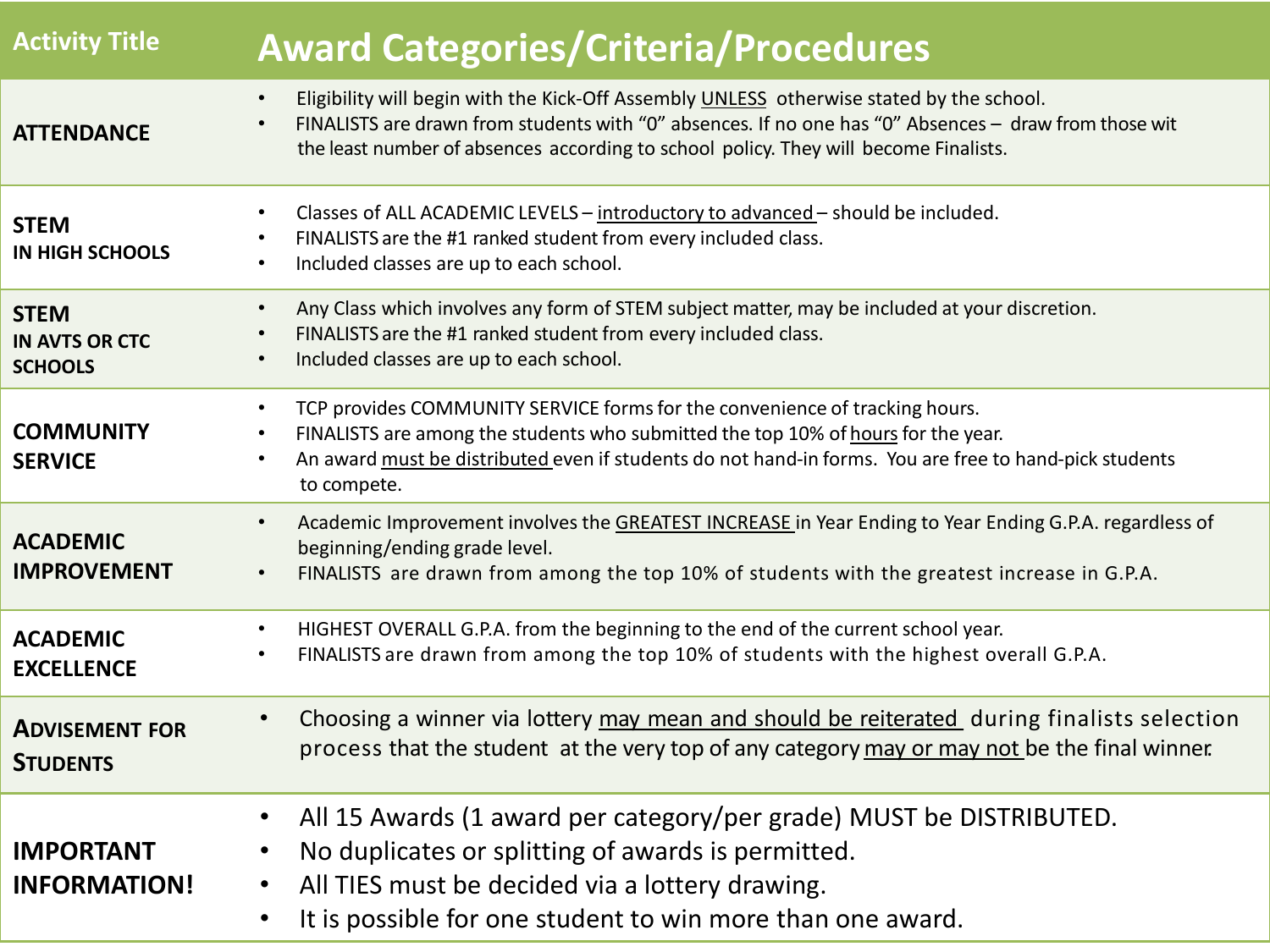| Activity Title | Award Categories/Criteria/Procedures |
|---|---|
| **ATTENDANCE** | • Eligibility will begin with the Kick-Off Assembly UNLESS otherwise stated by the school.<br>• FINALISTS are drawn from students with "0" absences. If no one has "0" Absences – draw from those wit the least number of absences according to school policy. They will become Finalists. |
| **STEM IN HIGH SCHOOLS** | • Classes of ALL ACADEMIC LEVELS – introductory to advanced – should be included.<br>• FINALISTS are the #1 ranked student from every included class.<br>• Included classes are up to each school. |
| **STEM IN AVTS OR CTC SCHOOLS** | • Any Class which involves any form of STEM subject matter, may be included at your discretion.<br>• FINALISTS are the #1 ranked student from every included class.<br>• Included classes are up to each school. |
| **COMMUNITY SERVICE** | • TCP provides COMMUNITY SERVICE forms for the convenience of tracking hours.<br>• FINALISTS are among the students who submitted the top 10% of hours for the year.<br>• An award must be distributed even if students do not hand-in forms. You are free to hand-pick students to compete. |
| **ACADEMIC IMPROVEMENT** | • Academic Improvement involves the GREATEST INCREASE in Year Ending to Year Ending G.P.A. regardless of beginning/ending grade level.<br>• FINALISTS are drawn from among the top 10% of students with the greatest increase in G.P.A. |
| **ACADEMIC EXCELLENCE** | • HIGHEST OVERALL G.P.A. from the beginning to the end of the current school year.<br>• FINALISTS are drawn from among the top 10% of students with the highest overall G.P.A. |
| **ADVISEMENT FOR STUDENTS** | • Choosing a winner via lottery may mean and should be reiterated during finalists selection process that the student at the very top of any category may or may not be the final winner. |
| **IMPORTANT INFORMATION!** | • All 15 Awards (1 award per category/per grade) MUST be DISTRIBUTED.<br>• No duplicates or splitting of awards is permitted.<br>• All TIES must be decided via a lottery drawing.<br>• It is possible for one student to win more than one award. |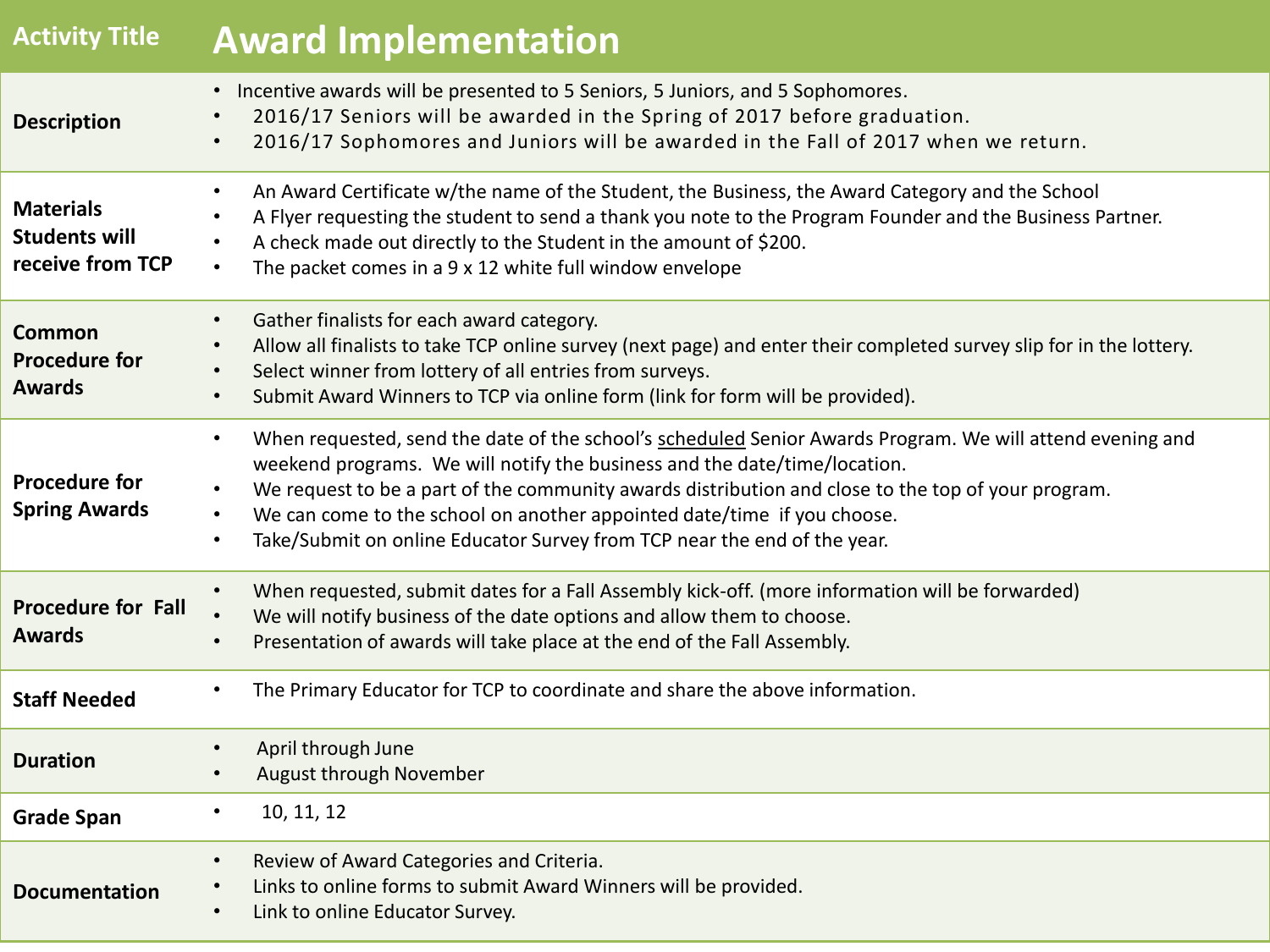| Activity Title | Award Implementation |
|---|---|
| **Description** | • Incentive awards will be presented to 5 Seniors, 5 Juniors, and 5 Sophomores.<br>• 2016/17 Seniors will be awarded in the Spring of 2017 before graduation.<br>• 2016/17 Sophomores and Juniors will be awarded in the Fall of 2017 when we return. |
| **Materials Students will receive from TCP** | • An Award Certificate w/the name of the Student, the Business, the Award Category and the School<br>• A Flyer requesting the student to send a thank you note to the Program Founder and the Business Partner.<br>• A check made out directly to the Student in the amount of $200.<br>• The packet comes in a 9 x 12 white full window envelope |
| **Common Procedure for Awards** | • Gather finalists for each award category.<br>• Allow all finalists to take TCP online survey (next page) and enter their completed survey slip for in the lottery.<br>• Select winner from lottery of all entries from surveys.<br>• Submit Award Winners to TCP via online form (link for form will be provided). |
| **Procedure for Spring Awards** | • When requested, send the date of the school's <u>scheduled</u> Senior Awards Program. We will attend evening and weekend programs. We will notify the business and the date/time/location.<br>• We request to be a part of the community awards distribution and close to the top of your program.<br>• We can come to the school on another appointed date/time if you choose.<br>• Take/Submit on online Educator Survey from TCP near the end of the year. |
| **Procedure for Fall Awards** | • When requested, submit dates for a Fall Assembly kick-off. (more information will be forwarded)<br>• We will notify business of the date options and allow them to choose.<br>• Presentation of awards will take place at the end of the Fall Assembly. |
| **Staff Needed** | • The Primary Educator for TCP to coordinate and share the above information. |
| **Duration** | • April through June<br>• August through November |
| **Grade Span** | • 10, 11, 12 |
| **Documentation** | • Review of Award Categories and Criteria.<br>• Links to online forms to submit Award Winners will be provided.<br>• Link to online Educator Survey. |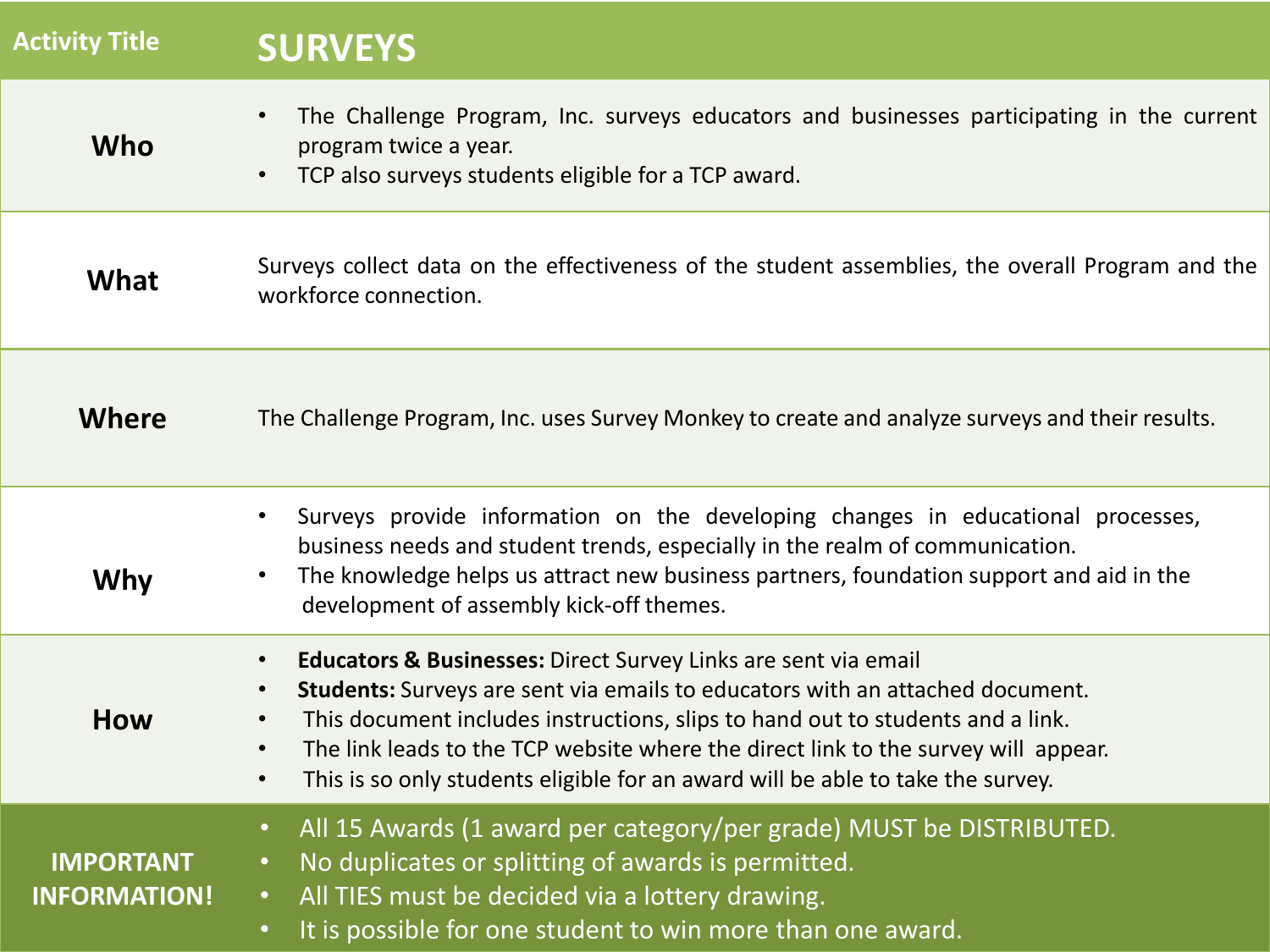| Activity Title | SURVEYS |
|---|---|
| **Who** | • The Challenge Program, Inc. surveys educators and businesses participating in the current program twice a year.<br>• TCP also surveys students eligible for a TCP award. |
| **What** | Surveys collect data on the effectiveness of the student assemblies, the overall Program and the workforce connection. |
| **Where** | The Challenge Program, Inc. uses Survey Monkey to create and analyze surveys and their results. |
| **Why** | • Surveys provide information on the developing changes in educational processes, business needs and student trends, especially in the realm of communication.<br>• The knowledge helps us attract new business partners, foundation support and aid in the development of assembly kick-off themes. |
| **How** | • **Educators & Businesses:** Direct Survey Links are sent via email<br>• **Students:** Surveys are sent via emails to educators with an attached document.<br>• This document includes instructions, slips to hand out to students and a link.<br>• The link leads to the TCP website where the direct link to the survey will appear.<br>• This is so only students eligible for an award will be able to take the survey. |
| **IMPORTANT INFORMATION!** | • All 15 Awards (1 award per category/per grade) MUST be DISTRIBUTED.<br>• No duplicates or splitting of awards is permitted.<br>• All TIES must be decided via a lottery drawing.<br>• It is possible for one student to win more than one award. |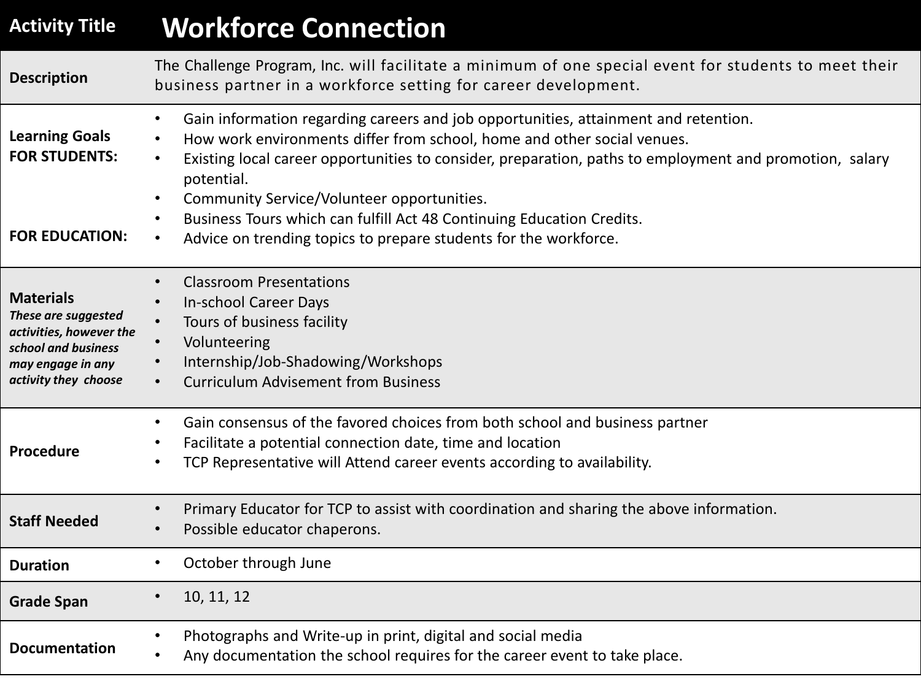| Activity Title | Workforce Connection |
| --- | --- |
| **Description** | The Challenge Program, Inc. will facilitate a minimum of one special event for students to meet their business partner in a workforce setting for career development. |
| **Learning Goals FOR STUDENTS:**<br><br>**FOR EDUCATION:** | • Gain information regarding careers and job opportunities, attainment and retention.<br>• How work environments differ from school, home and other social venues.<br>• Existing local career opportunities to consider, preparation, paths to employment and promotion, salary potential.<br>• Community Service/Volunteer opportunities.<br>• Business Tours which can fulfill Act 48 Continuing Education Credits.<br>• Advice on trending topics to prepare students for the workforce. |
| **Materials**<br>***These are suggested activities, however the school and business may engage in any activity they choose*** | • Classroom Presentations<br>• In-school Career Days<br>• Tours of business facility<br>• Volunteering<br>• Internship/Job-Shadowing/Workshops<br>• Curriculum Advisement from Business |
| **Procedure** | • Gain consensus of the favored choices from both school and business partner<br>• Facilitate a potential connection date, time and location<br>• TCP Representative will Attend career events according to availability. |
| **Staff Needed** | • Primary Educator for TCP to assist with coordination and sharing the above information.<br>• Possible educator chaperons. |
| **Duration** | • October through June |
| **Grade Span** | • 10, 11, 12 |
| **Documentation** | • Photographs and Write-up in print, digital and social media<br>• Any documentation the school requires for the career event to take place. |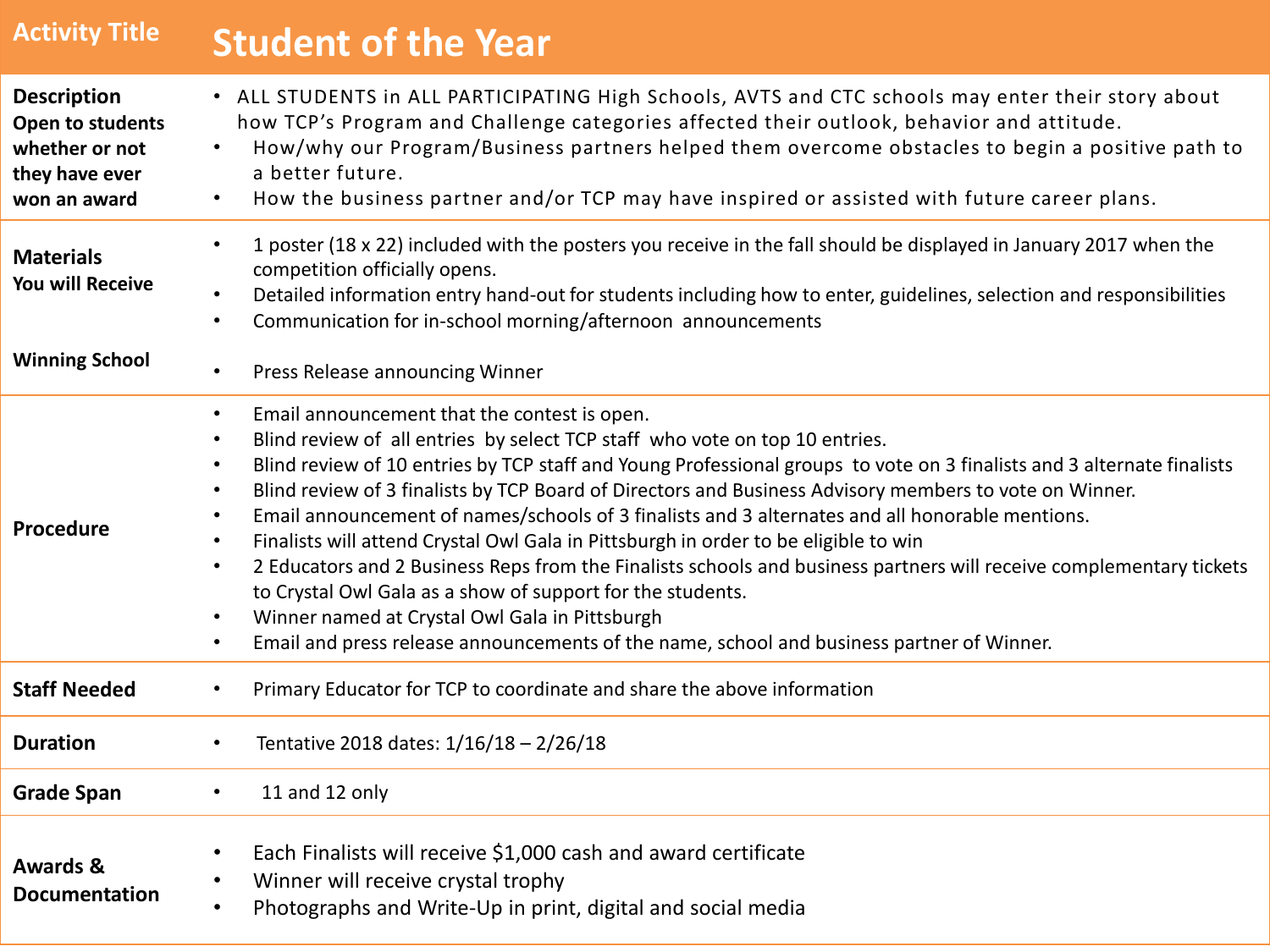| Activity Title | Student of the Year |
|---|---|
| **Description** **Open to students whether or not they have ever won an award** | • ALL STUDENTS in ALL PARTICIPATING High Schools, AVTS and CTC schools may enter their story about how TCP's Program and Challenge categories affected their outlook, behavior and attitude.<br>• How/why our Program/Business partners helped them overcome obstacles to begin a positive path to a better future.<br>• How the business partner and/or TCP may have inspired or assisted with future career plans. |
| **Materials You will Receive** | • 1 poster (18 x 22) included with the posters you receive in the fall should be displayed in January 2017 when the competition officially opens.<br>• Detailed information entry hand-out for students including how to enter, guidelines, selection and responsibilities<br>• Communication for in-school morning/afternoon announcements |
| **Winning School** | • Press Release announcing Winner |
| **Procedure** | • Email announcement that the contest is open.<br>• Blind review of all entries by select TCP staff who vote on top 10 entries.<br>• Blind review of 10 entries by TCP staff and Young Professional groups to vote on 3 finalists and 3 alternate finalists<br>• Blind review of 3 finalists by TCP Board of Directors and Business Advisory members to vote on Winner.<br>• Email announcement of names/schools of 3 finalists and 3 alternates and all honorable mentions.<br>• Finalists will attend Crystal Owl Gala in Pittsburgh in order to be eligible to win<br>• 2 Educators and 2 Business Reps from the Finalists schools and business partners will receive complementary tickets to Crystal Owl Gala as a show of support for the students.<br>• Winner named at Crystal Owl Gala in Pittsburgh<br>• Email and press release announcements of the name, school and business partner of Winner. |
| **Staff Needed** | • Primary Educator for TCP to coordinate and share the above information |
| **Duration** | • Tentative 2018 dates: 1/16/18 – 2/26/18 |
| **Grade Span** | • 11 and 12 only |
| **Awards & Documentation** | • Each Finalists will receive $1,000 cash and award certificate<br>• Winner will receive crystal trophy<br>• Photographs and Write-Up in print, digital and social media |